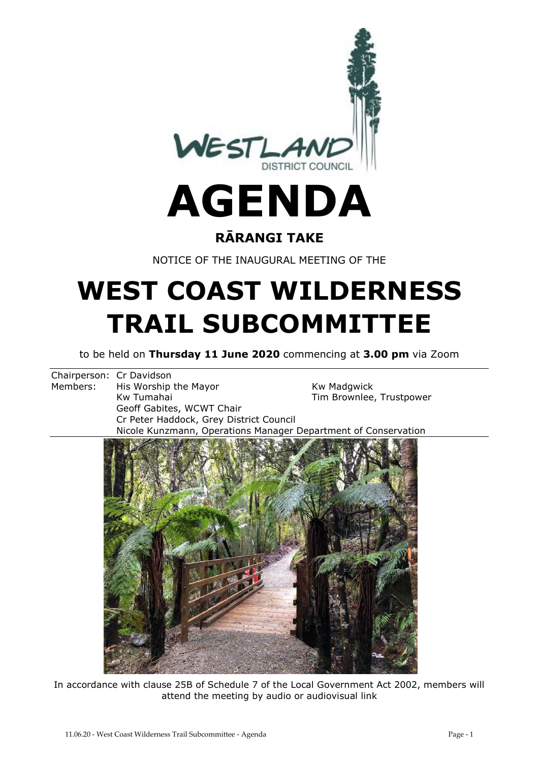# AGENDA

## RĀRANGI TAKE

NOTICE OF THE INAUGURAL MEETING OF THE

# WEST COAST WILDERNESS TRAIL SUBCOMMITTEE

to be held on **Thursday 11 June 2020** commencing at **3.00 pm** via Zoom

Chairperson: Cr Davidson

Members:
- His Worship the Mayor
- Kw Madgwick
- Kw Tumahai
- Tim Brownlee, Trustpower
- Geoff Gabites, WCWT Chair
- Cr Peter Haddock, Grey District Council
- Nicole Kunzmann, Operations Manager Department of Conservation

In accordance with clause 25B of Schedule 7 of the Local Government Act 2002, members will attend the meeting by audio or audiovisual link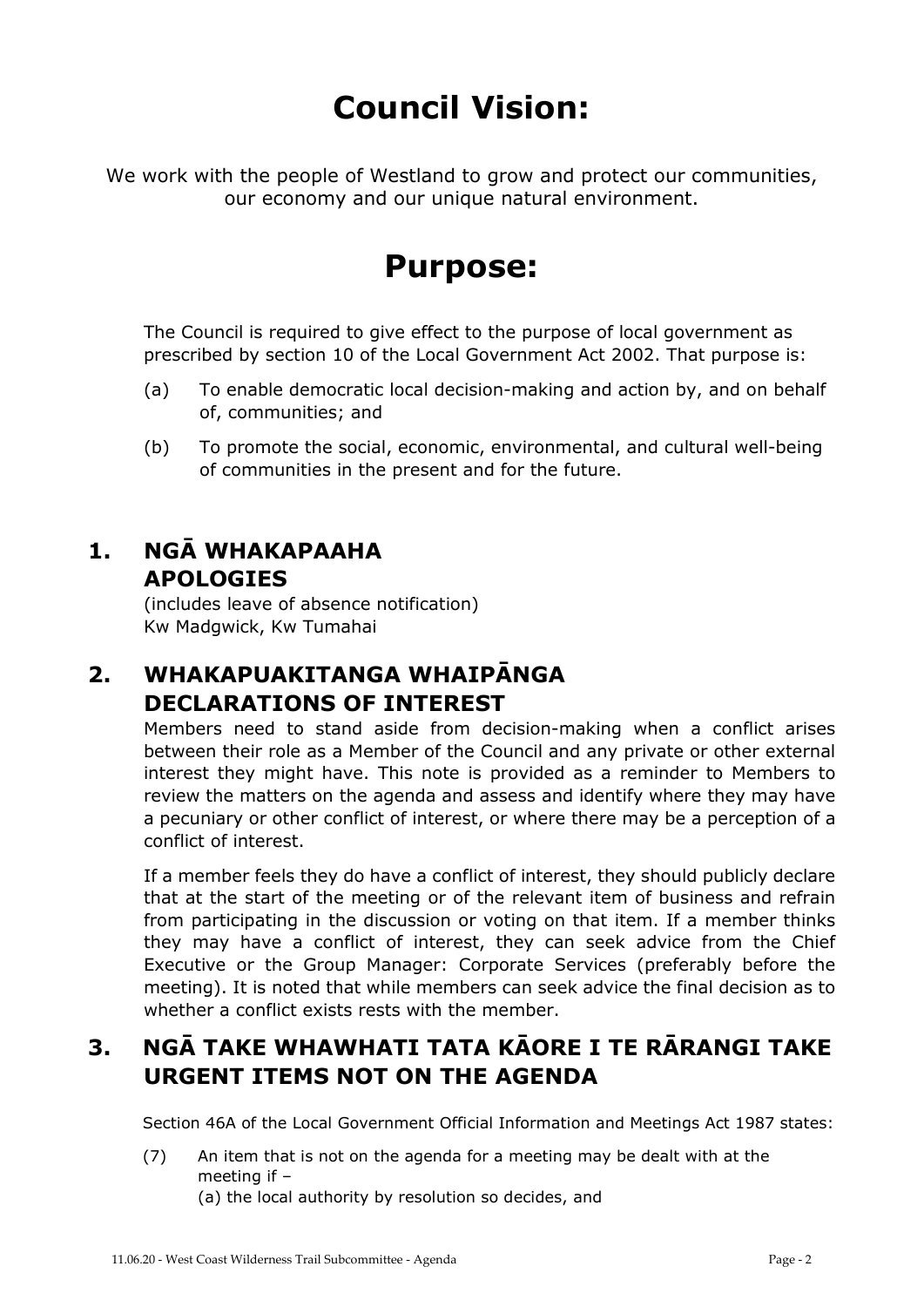# Council Vision:

We work with the people of Westland to grow and protect our communities, our economy and our unique natural environment.

# Purpose:

The Council is required to give effect to the purpose of local government as prescribed by section 10 of the Local Government Act 2002. That purpose is:

(a) To enable democratic local decision-making and action by, and on behalf of, communities; and

(b) To promote the social, economic, environmental, and cultural well-being of communities in the present and for the future.

## 1. NGĀ WHAKAPAAHA APOLOGIES

(includes leave of absence notification)
Kw Madgwick, Kw Tumahai

## 2. WHAKAPUAKITANGA WHAIPĀNGA DECLARATIONS OF INTEREST

Members need to stand aside from decision-making when a conflict arises between their role as a Member of the Council and any private or other external interest they might have. This note is provided as a reminder to Members to review the matters on the agenda and assess and identify where they may have a pecuniary or other conflict of interest, or where there may be a perception of a conflict of interest.

If a member feels they do have a conflict of interest, they should publicly declare that at the start of the meeting or of the relevant item of business and refrain from participating in the discussion or voting on that item. If a member thinks they may have a conflict of interest, they can seek advice from the Chief Executive or the Group Manager: Corporate Services (preferably before the meeting). It is noted that while members can seek advice the final decision as to whether a conflict exists rests with the member.

## 3. NGĀ TAKE WHAWHATI TATA KĀORE I TE RĀRANGI TAKE URGENT ITEMS NOT ON THE AGENDA

Section 46A of the Local Government Official Information and Meetings Act 1987 states:

(7) An item that is not on the agenda for a meeting may be dealt with at the meeting if –
(a) the local authority by resolution so decides, and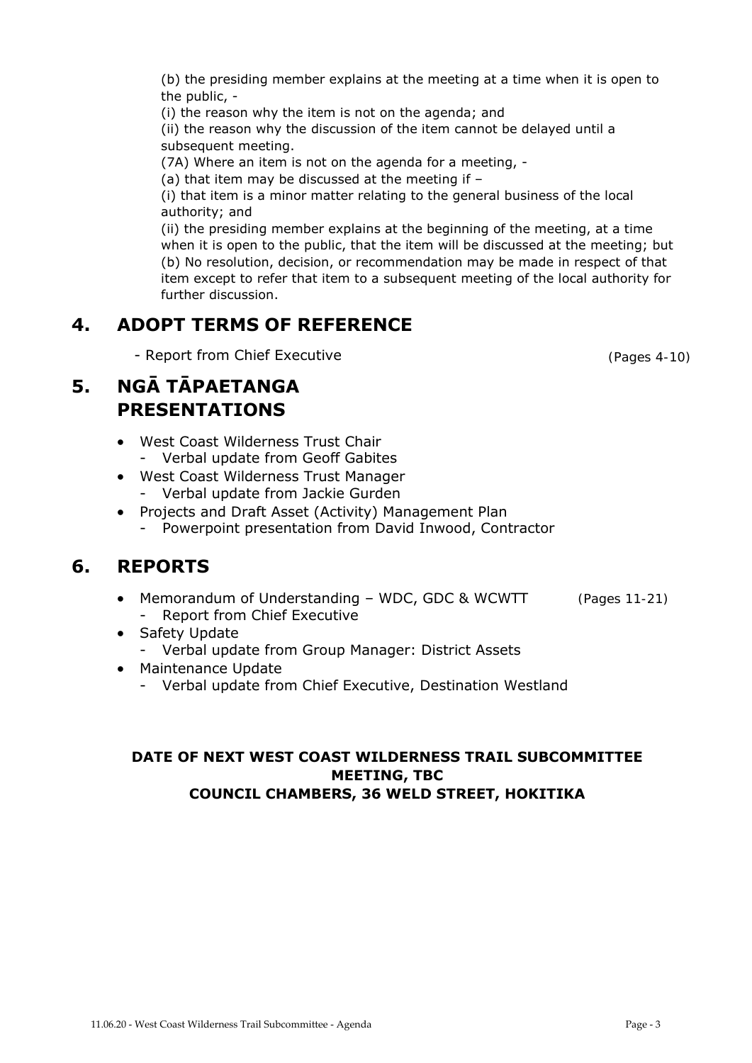(b) the presiding member explains at the meeting at a time when it is open to the public, -

(i) the reason why the item is not on the agenda; and

(ii) the reason why the discussion of the item cannot be delayed until a subsequent meeting.

(7A) Where an item is not on the agenda for a meeting, -

(a) that item may be discussed at the meeting if –

(i) that item is a minor matter relating to the general business of the local authority; and

(ii) the presiding member explains at the beginning of the meeting, at a time when it is open to the public, that the item will be discussed at the meeting; but

(b) No resolution, decision, or recommendation may be made in respect of that item except to refer that item to a subsequent meeting of the local authority for further discussion.

## 4. ADOPT TERMS OF REFERENCE

- Report from Chief Executive (Pages 4-10)

## 5. NGĀ TĀPAETANGA PRESENTATIONS

- West Coast Wilderness Trust Chair
  - Verbal update from Geoff Gabites
- West Coast Wilderness Trust Manager
  - Verbal update from Jackie Gurden
- Projects and Draft Asset (Activity) Management Plan
  - Powerpoint presentation from David Inwood, Contractor

## 6. REPORTS

- Memorandum of Understanding – WDC, GDC & WCWTT (Pages 11-21)
  - Report from Chief Executive
- Safety Update
  - Verbal update from Group Manager: District Assets
- Maintenance Update
  - Verbal update from Chief Executive, Destination Westland

**DATE OF NEXT WEST COAST WILDERNESS TRAIL SUBCOMMITTEE MEETING, TBC**
**COUNCIL CHAMBERS, 36 WELD STREET, HOKITIKA**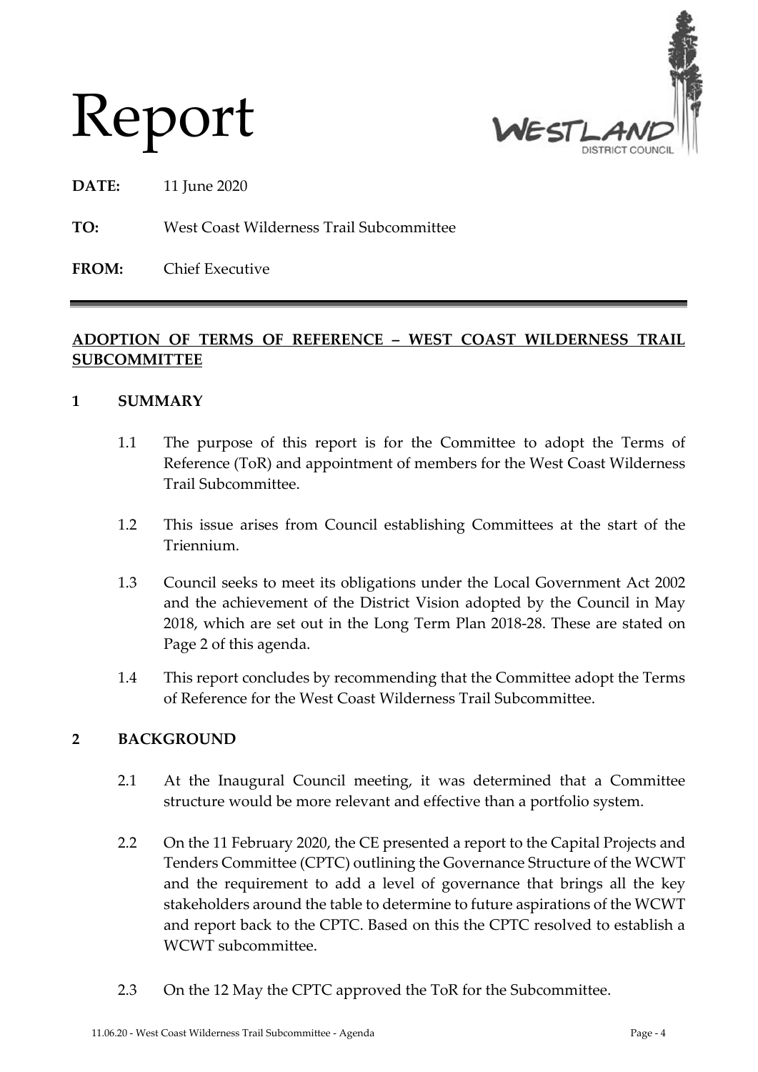# Report

**DATE:** 11 June 2020

**TO:** West Coast Wilderness Trail Subcommittee

**FROM:** Chief Executive

---

**ADOPTION OF TERMS OF REFERENCE – WEST COAST WILDERNESS TRAIL SUBCOMMITTEE**

## 1 SUMMARY

1.1 The purpose of this report is for the Committee to adopt the Terms of Reference (ToR) and appointment of members for the West Coast Wilderness Trail Subcommittee.

1.2 This issue arises from Council establishing Committees at the start of the Triennium.

1.3 Council seeks to meet its obligations under the Local Government Act 2002 and the achievement of the District Vision adopted by the Council in May 2018, which are set out in the Long Term Plan 2018-28. These are stated on Page 2 of this agenda.

1.4 This report concludes by recommending that the Committee adopt the Terms of Reference for the West Coast Wilderness Trail Subcommittee.

## 2 BACKGROUND

2.1 At the Inaugural Council meeting, it was determined that a Committee structure would be more relevant and effective than a portfolio system.

2.2 On the 11 February 2020, the CE presented a report to the Capital Projects and Tenders Committee (CPTC) outlining the Governance Structure of the WCWT and the requirement to add a level of governance that brings all the key stakeholders around the table to determine to future aspirations of the WCWT and report back to the CPTC. Based on this the CPTC resolved to establish a WCWT subcommittee.

2.3 On the 12 May the CPTC approved the ToR for the Subcommittee.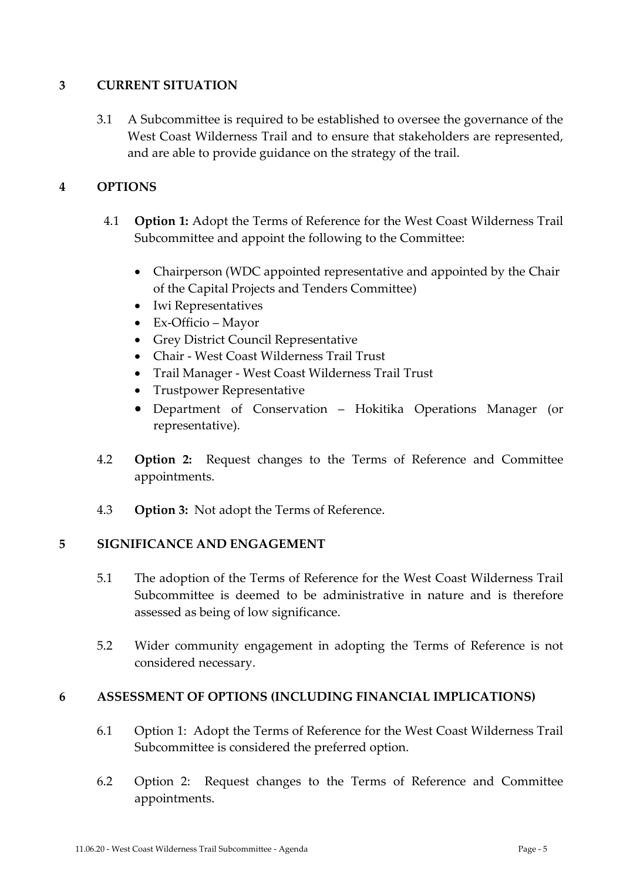## 3 CURRENT SITUATION

3.1 A Subcommittee is required to be established to oversee the governance of the West Coast Wilderness Trail and to ensure that stakeholders are represented, and are able to provide guidance on the strategy of the trail.

## 4 OPTIONS

4.1 **Option 1:** Adopt the Terms of Reference for the West Coast Wilderness Trail Subcommittee and appoint the following to the Committee:

- Chairperson (WDC appointed representative and appointed by the Chair of the Capital Projects and Tenders Committee)
- Iwi Representatives
- Ex-Officio – Mayor
- Grey District Council Representative
- Chair - West Coast Wilderness Trail Trust
- Trail Manager - West Coast Wilderness Trail Trust
- Trustpower Representative
- Department of Conservation – Hokitika Operations Manager (or representative).

4.2 **Option 2:** Request changes to the Terms of Reference and Committee appointments.

4.3 **Option 3:** Not adopt the Terms of Reference.

## 5 SIGNIFICANCE AND ENGAGEMENT

5.1 The adoption of the Terms of Reference for the West Coast Wilderness Trail Subcommittee is deemed to be administrative in nature and is therefore assessed as being of low significance.

5.2 Wider community engagement in adopting the Terms of Reference is not considered necessary.

## 6 ASSESSMENT OF OPTIONS (INCLUDING FINANCIAL IMPLICATIONS)

6.1 Option 1: Adopt the Terms of Reference for the West Coast Wilderness Trail Subcommittee is considered the preferred option.

6.2 Option 2: Request changes to the Terms of Reference and Committee appointments.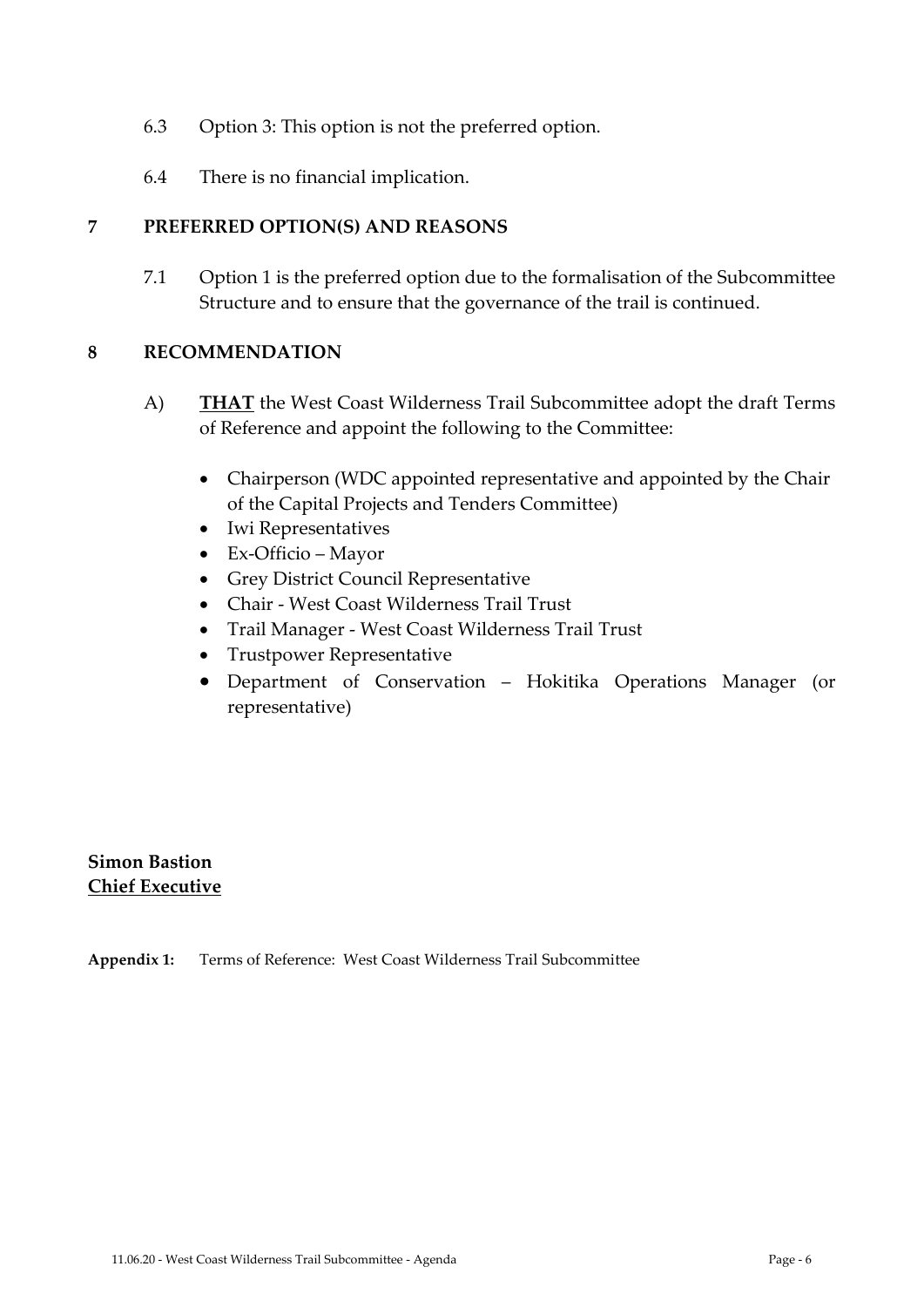6.3 Option 3: This option is not the preferred option.

6.4 There is no financial implication.

## 7 PREFERRED OPTION(S) AND REASONS

7.1 Option 1 is the preferred option due to the formalisation of the Subcommittee Structure and to ensure that the governance of the trail is continued.

## 8 RECOMMENDATION

A) **<u>THAT</u>** the West Coast Wilderness Trail Subcommittee adopt the draft Terms of Reference and appoint the following to the Committee:

- Chairperson (WDC appointed representative and appointed by the Chair of the Capital Projects and Tenders Committee)
- Iwi Representatives
- Ex-Officio – Mayor
- Grey District Council Representative
- Chair - West Coast Wilderness Trail Trust
- Trail Manager - West Coast Wilderness Trail Trust
- Trustpower Representative
- Department of Conservation – Hokitika Operations Manager (or representative)

**Simon Bastion**
**<u>Chief Executive</u>**

**Appendix 1:** Terms of Reference: West Coast Wilderness Trail Subcommittee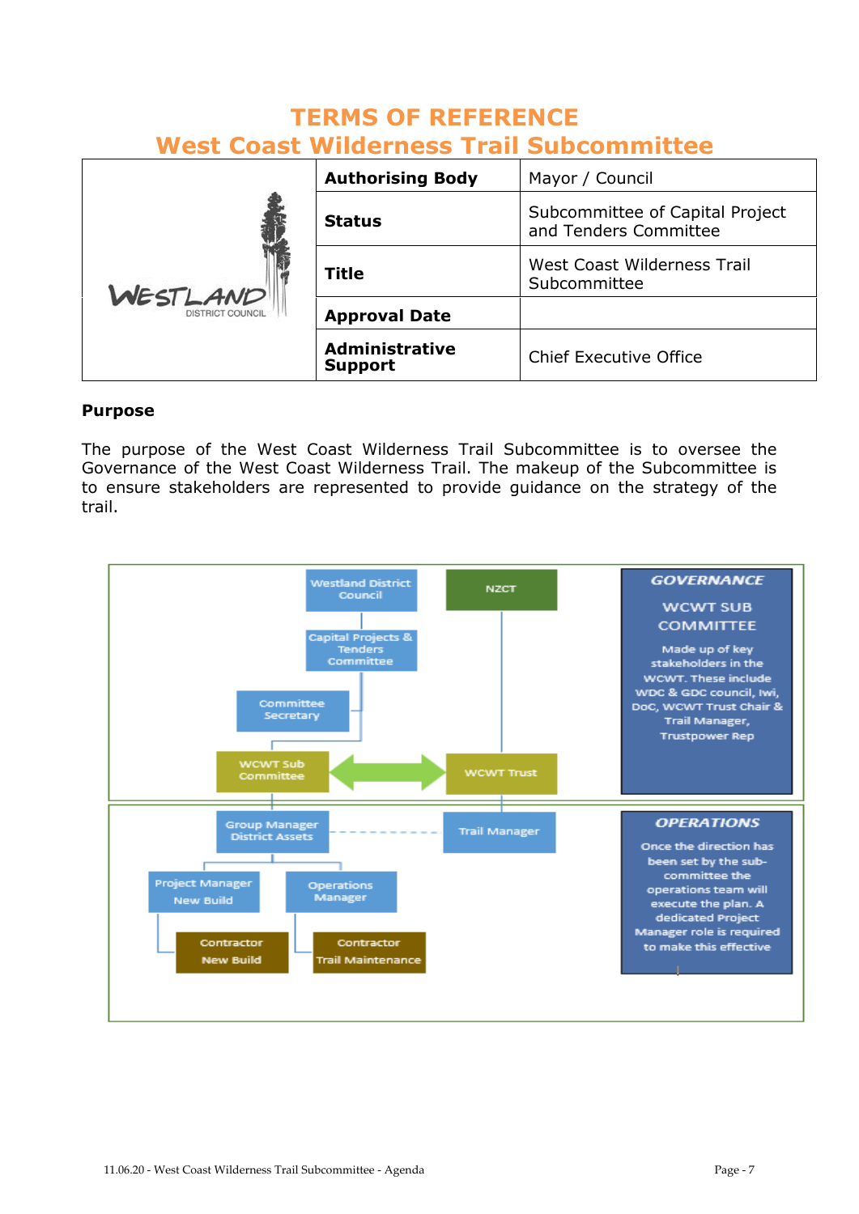# TERMS OF REFERENCE
# West Coast Wilderness Trail Subcommittee

| | |
|---|---|
| **Authorising Body** | Mayor / Council |
| **Status** | Subcommittee of Capital Project and Tenders Committee |
| **Title** | West Coast Wilderness Trail Subcommittee |
| **Approval Date** | |
| **Administrative Support** | Chief Executive Office |

**Purpose**

The purpose of the West Coast Wilderness Trail Subcommittee is to oversee the Governance of the West Coast Wilderness Trail. The makeup of the Subcommittee is to ensure stakeholders are represented to provide guidance on the strategy of the trail.

Westland District Council

NZCT

Capital Projects & Tenders Committee

Committee Secretary

WCWT Sub Committee

WCWT Trust

***GOVERNANCE***

WCWT SUB COMMITTEE

Made up of key stakeholders in the WCWT. These include WDC & GDC council, Iwi, DoC, WCWT Trust Chair & Trail Manager, Trustpower Rep

Group Manager District Assets

Trail Manager

Project Manager New Build

Operations Manager

Contractor New Build

Contractor Trail Maintenance

***OPERATIONS***

Once the direction has been set by the sub-committee the operations team will execute the plan. A dedicated Project Manager role is required to make this effective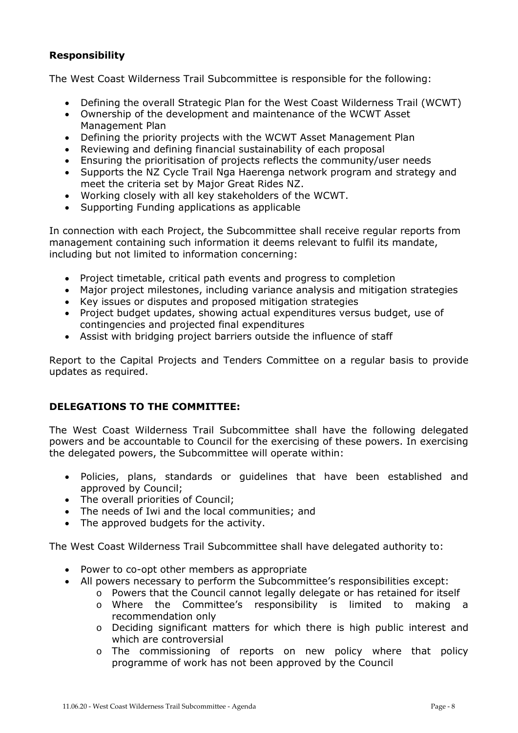**Responsibility**

The West Coast Wilderness Trail Subcommittee is responsible for the following:

- Defining the overall Strategic Plan for the West Coast Wilderness Trail (WCWT)
- Ownership of the development and maintenance of the WCWT Asset Management Plan
- Defining the priority projects with the WCWT Asset Management Plan
- Reviewing and defining financial sustainability of each proposal
- Ensuring the prioritisation of projects reflects the community/user needs
- Supports the NZ Cycle Trail Nga Haerenga network program and strategy and meet the criteria set by Major Great Rides NZ.
- Working closely with all key stakeholders of the WCWT.
- Supporting Funding applications as applicable

In connection with each Project, the Subcommittee shall receive regular reports from management containing such information it deems relevant to fulfil its mandate, including but not limited to information concerning:

- Project timetable, critical path events and progress to completion
- Major project milestones, including variance analysis and mitigation strategies
- Key issues or disputes and proposed mitigation strategies
- Project budget updates, showing actual expenditures versus budget, use of contingencies and projected final expenditures
- Assist with bridging project barriers outside the influence of staff

Report to the Capital Projects and Tenders Committee on a regular basis to provide updates as required.

**DELEGATIONS TO THE COMMITTEE:**

The West Coast Wilderness Trail Subcommittee shall have the following delegated powers and be accountable to Council for the exercising of these powers. In exercising the delegated powers, the Subcommittee will operate within:

- Policies, plans, standards or guidelines that have been established and approved by Council;
- The overall priorities of Council;
- The needs of Iwi and the local communities; and
- The approved budgets for the activity.

The West Coast Wilderness Trail Subcommittee shall have delegated authority to:

- Power to co-opt other members as appropriate
- All powers necessary to perform the Subcommittee's responsibilities except:
  - Powers that the Council cannot legally delegate or has retained for itself
  - Where the Committee's responsibility is limited to making a recommendation only
  - Deciding significant matters for which there is high public interest and which are controversial
  - The commissioning of reports on new policy where that policy programme of work has not been approved by the Council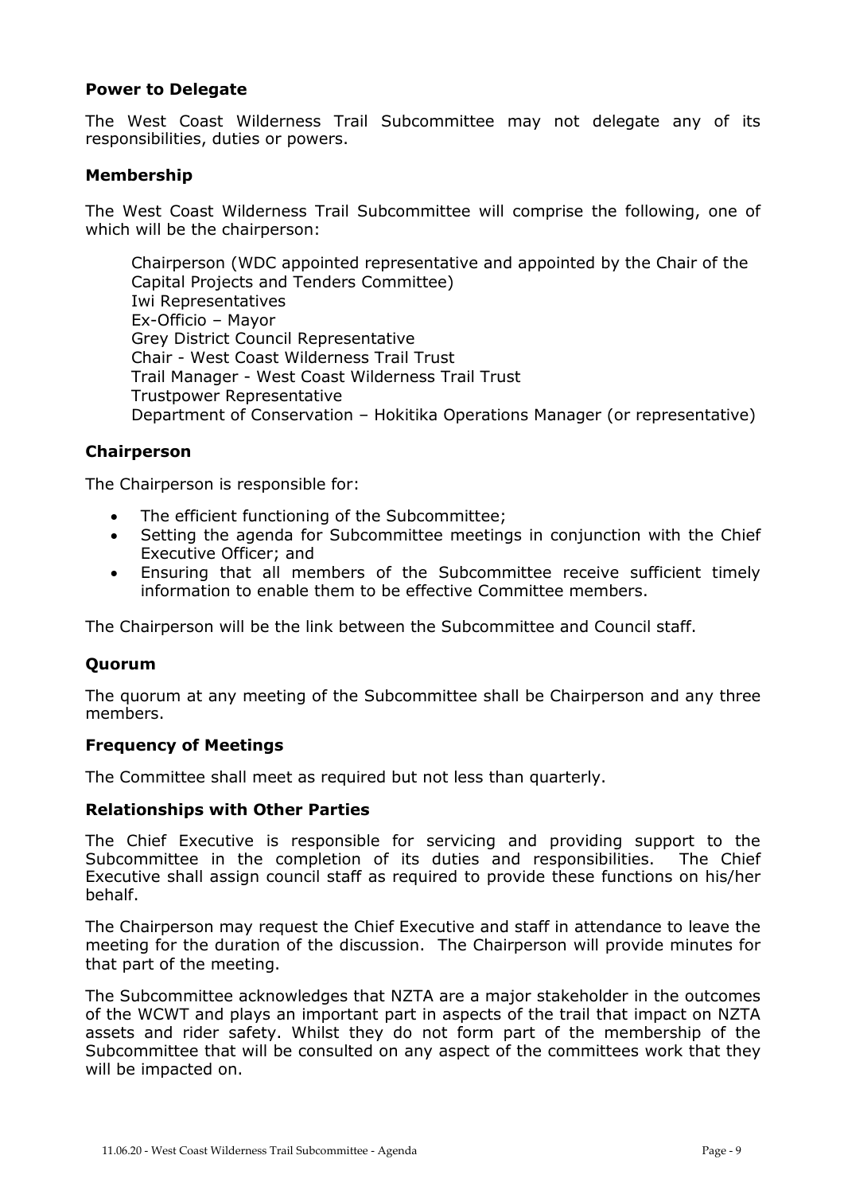### Power to Delegate

The West Coast Wilderness Trail Subcommittee may not delegate any of its responsibilities, duties or powers.

### Membership

The West Coast Wilderness Trail Subcommittee will comprise the following, one of which will be the chairperson:

Chairperson (WDC appointed representative and appointed by the Chair of the Capital Projects and Tenders Committee)
Iwi Representatives
Ex-Officio – Mayor
Grey District Council Representative
Chair - West Coast Wilderness Trail Trust
Trail Manager - West Coast Wilderness Trail Trust
Trustpower Representative
Department of Conservation – Hokitika Operations Manager (or representative)

### Chairperson

The Chairperson is responsible for:

- The efficient functioning of the Subcommittee;
- Setting the agenda for Subcommittee meetings in conjunction with the Chief Executive Officer; and
- Ensuring that all members of the Subcommittee receive sufficient timely information to enable them to be effective Committee members.

The Chairperson will be the link between the Subcommittee and Council staff.

### Quorum

The quorum at any meeting of the Subcommittee shall be Chairperson and any three members.

### Frequency of Meetings

The Committee shall meet as required but not less than quarterly.

### Relationships with Other Parties

The Chief Executive is responsible for servicing and providing support to the Subcommittee in the completion of its duties and responsibilities. The Chief Executive shall assign council staff as required to provide these functions on his/her behalf.

The Chairperson may request the Chief Executive and staff in attendance to leave the meeting for the duration of the discussion. The Chairperson will provide minutes for that part of the meeting.

The Subcommittee acknowledges that NZTA are a major stakeholder in the outcomes of the WCWT and plays an important part in aspects of the trail that impact on NZTA assets and rider safety. Whilst they do not form part of the membership of the Subcommittee that will be consulted on any aspect of the committees work that they will be impacted on.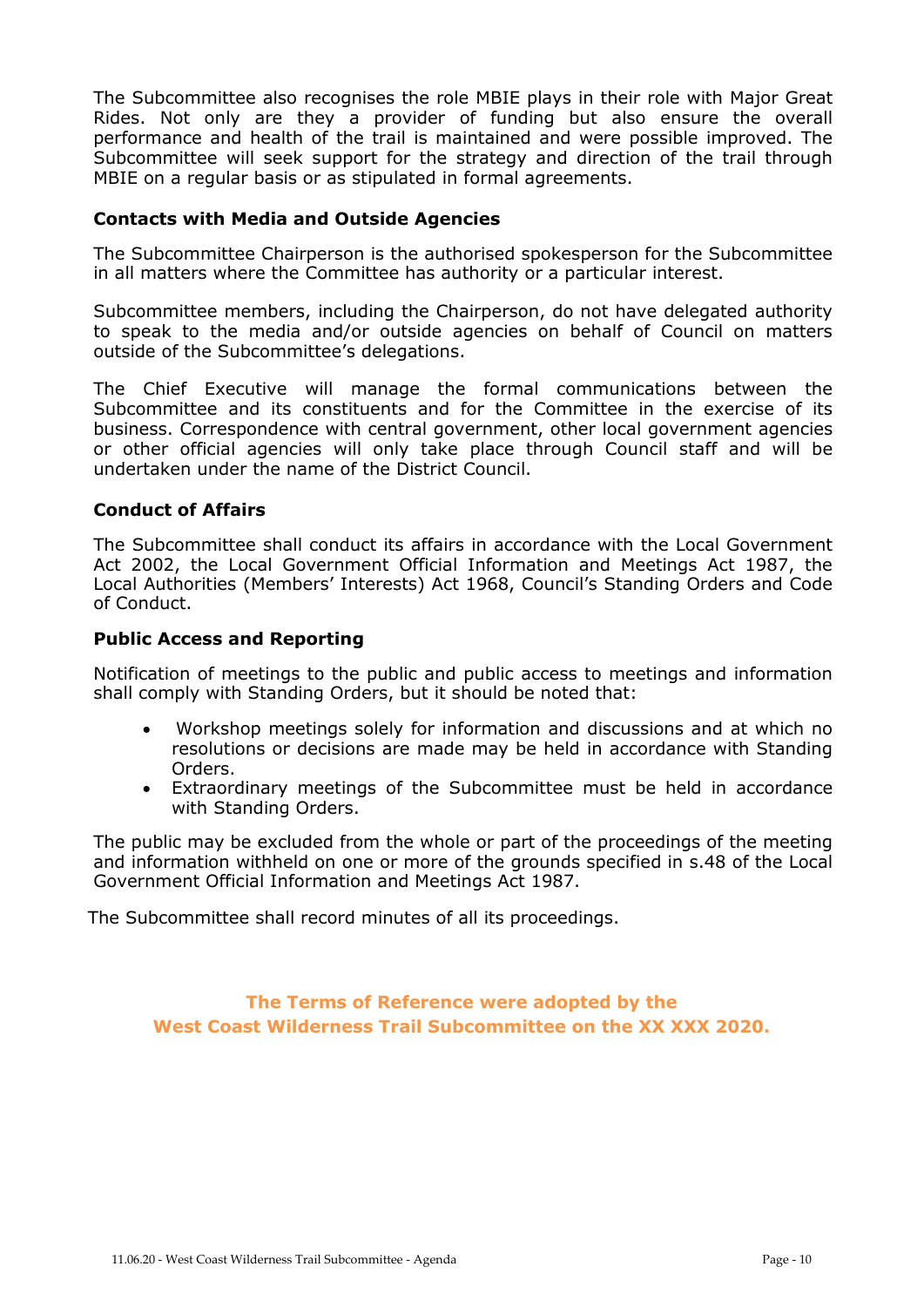The Subcommittee also recognises the role MBIE plays in their role with Major Great Rides. Not only are they a provider of funding but also ensure the overall performance and health of the trail is maintained and were possible improved. The Subcommittee will seek support for the strategy and direction of the trail through MBIE on a regular basis or as stipulated in formal agreements.

**Contacts with Media and Outside Agencies**

The Subcommittee Chairperson is the authorised spokesperson for the Subcommittee in all matters where the Committee has authority or a particular interest.

Subcommittee members, including the Chairperson, do not have delegated authority to speak to the media and/or outside agencies on behalf of Council on matters outside of the Subcommittee's delegations.

The Chief Executive will manage the formal communications between the Subcommittee and its constituents and for the Committee in the exercise of its business. Correspondence with central government, other local government agencies or other official agencies will only take place through Council staff and will be undertaken under the name of the District Council.

**Conduct of Affairs**

The Subcommittee shall conduct its affairs in accordance with the Local Government Act 2002, the Local Government Official Information and Meetings Act 1987, the Local Authorities (Members' Interests) Act 1968, Council's Standing Orders and Code of Conduct.

**Public Access and Reporting**

Notification of meetings to the public and public access to meetings and information shall comply with Standing Orders, but it should be noted that:

- Workshop meetings solely for information and discussions and at which no resolutions or decisions are made may be held in accordance with Standing Orders.
- Extraordinary meetings of the Subcommittee must be held in accordance with Standing Orders.

The public may be excluded from the whole or part of the proceedings of the meeting and information withheld on one or more of the grounds specified in s.48 of the Local Government Official Information and Meetings Act 1987.

The Subcommittee shall record minutes of all its proceedings.

**The Terms of Reference were adopted by the West Coast Wilderness Trail Subcommittee on the XX XXX 2020.**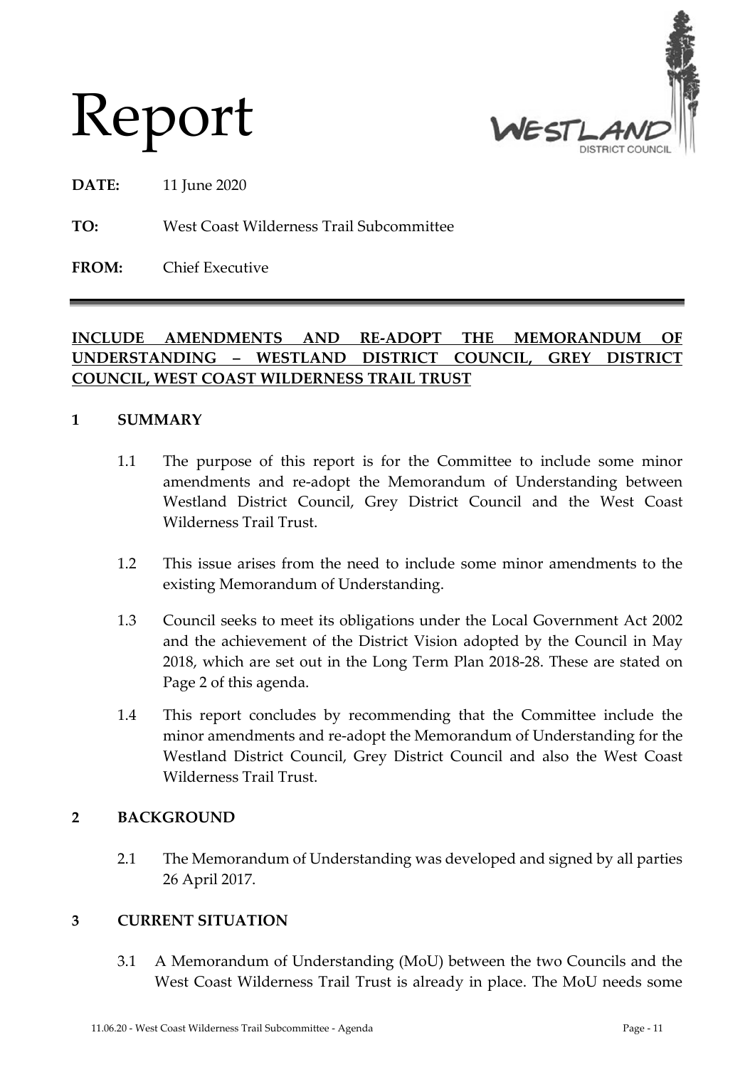# Report

**DATE:** 11 June 2020

**TO:** West Coast Wilderness Trail Subcommittee

**FROM:** Chief Executive

---

**INCLUDE AMENDMENTS AND RE-ADOPT THE MEMORANDUM OF UNDERSTANDING – WESTLAND DISTRICT COUNCIL, GREY DISTRICT COUNCIL, WEST COAST WILDERNESS TRAIL TRUST**

## 1 SUMMARY

1.1 The purpose of this report is for the Committee to include some minor amendments and re-adopt the Memorandum of Understanding between Westland District Council, Grey District Council and the West Coast Wilderness Trail Trust.

1.2 This issue arises from the need to include some minor amendments to the existing Memorandum of Understanding.

1.3 Council seeks to meet its obligations under the Local Government Act 2002 and the achievement of the District Vision adopted by the Council in May 2018, which are set out in the Long Term Plan 2018-28. These are stated on Page 2 of this agenda.

1.4 This report concludes by recommending that the Committee include the minor amendments and re-adopt the Memorandum of Understanding for the Westland District Council, Grey District Council and also the West Coast Wilderness Trail Trust.

## 2 BACKGROUND

2.1 The Memorandum of Understanding was developed and signed by all parties 26 April 2017.

## 3 CURRENT SITUATION

3.1 A Memorandum of Understanding (MoU) between the two Councils and the West Coast Wilderness Trail Trust is already in place. The MoU needs some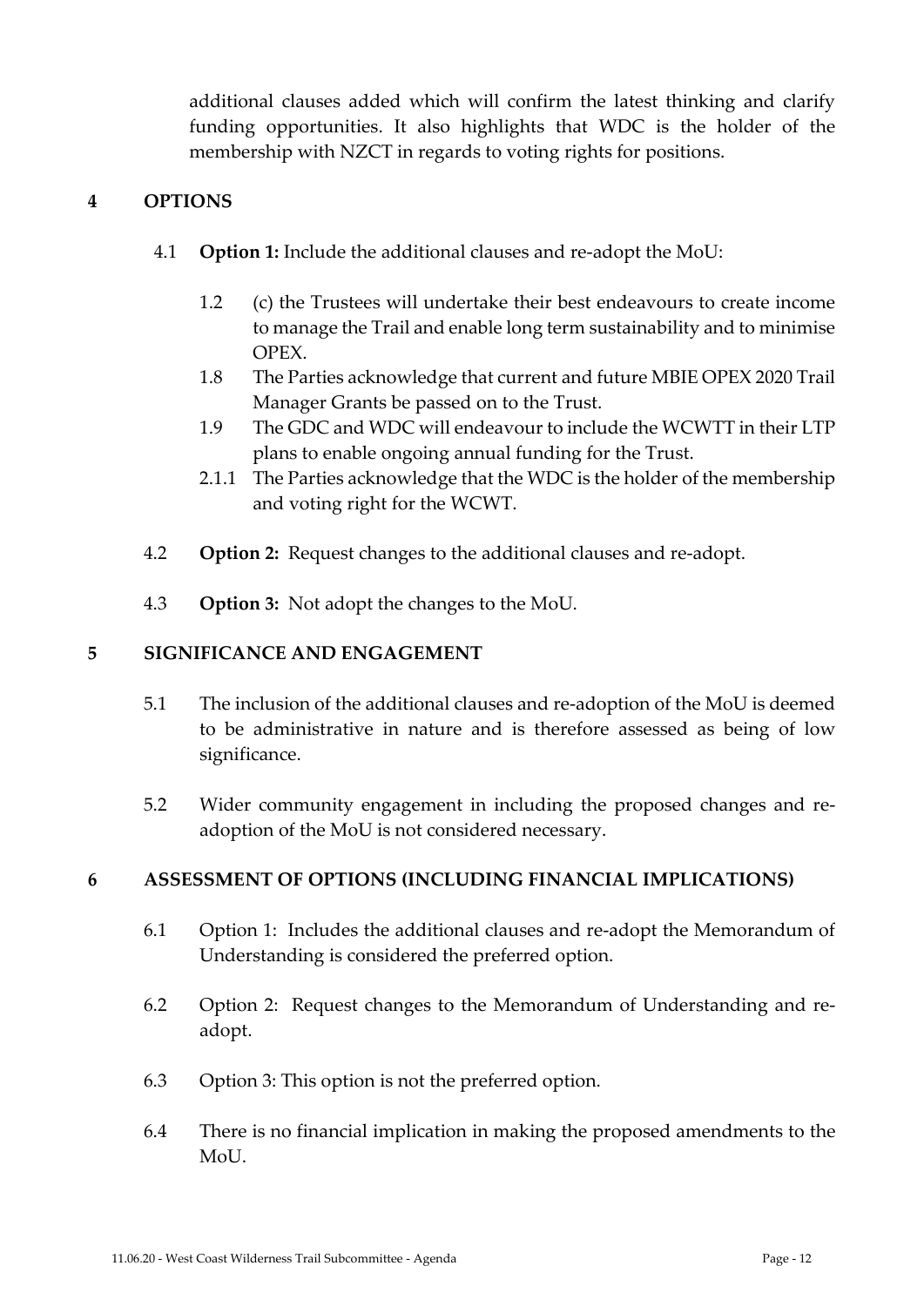additional clauses added which will confirm the latest thinking and clarify funding opportunities. It also highlights that WDC is the holder of the membership with NZCT in regards to voting rights for positions.

## 4 OPTIONS

4.1 **Option 1:** Include the additional clauses and re-adopt the MoU:

1.2 (c) the Trustees will undertake their best endeavours to create income to manage the Trail and enable long term sustainability and to minimise OPEX.

1.8 The Parties acknowledge that current and future MBIE OPEX 2020 Trail Manager Grants be passed on to the Trust.

1.9 The GDC and WDC will endeavour to include the WCWTT in their LTP plans to enable ongoing annual funding for the Trust.

2.1.1 The Parties acknowledge that the WDC is the holder of the membership and voting right for the WCWT.

4.2 **Option 2:** Request changes to the additional clauses and re-adopt.

4.3 **Option 3:** Not adopt the changes to the MoU.

## 5 SIGNIFICANCE AND ENGAGEMENT

5.1 The inclusion of the additional clauses and re-adoption of the MoU is deemed to be administrative in nature and is therefore assessed as being of low significance.

5.2 Wider community engagement in including the proposed changes and re-adoption of the MoU is not considered necessary.

## 6 ASSESSMENT OF OPTIONS (INCLUDING FINANCIAL IMPLICATIONS)

6.1 Option 1: Includes the additional clauses and re-adopt the Memorandum of Understanding is considered the preferred option.

6.2 Option 2: Request changes to the Memorandum of Understanding and re-adopt.

6.3 Option 3: This option is not the preferred option.

6.4 There is no financial implication in making the proposed amendments to the MoU.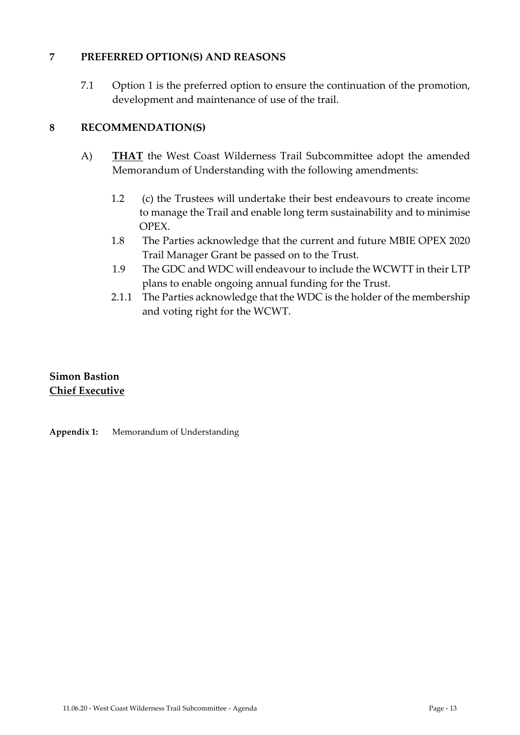## 7 PREFERRED OPTION(S) AND REASONS

7.1 Option 1 is the preferred option to ensure the continuation of the promotion, development and maintenance of use of the trail.

## 8 RECOMMENDATION(S)

A) **THAT** the West Coast Wilderness Trail Subcommittee adopt the amended Memorandum of Understanding with the following amendments:

1.2 (c) the Trustees will undertake their best endeavours to create income to manage the Trail and enable long term sustainability and to minimise OPEX.

1.8 The Parties acknowledge that the current and future MBIE OPEX 2020 Trail Manager Grant be passed on to the Trust.

1.9 The GDC and WDC will endeavour to include the WCWTT in their LTP plans to enable ongoing annual funding for the Trust.

2.1.1 The Parties acknowledge that the WDC is the holder of the membership and voting right for the WCWT.

**Simon Bastion**
**Chief Executive**

**Appendix 1:** Memorandum of Understanding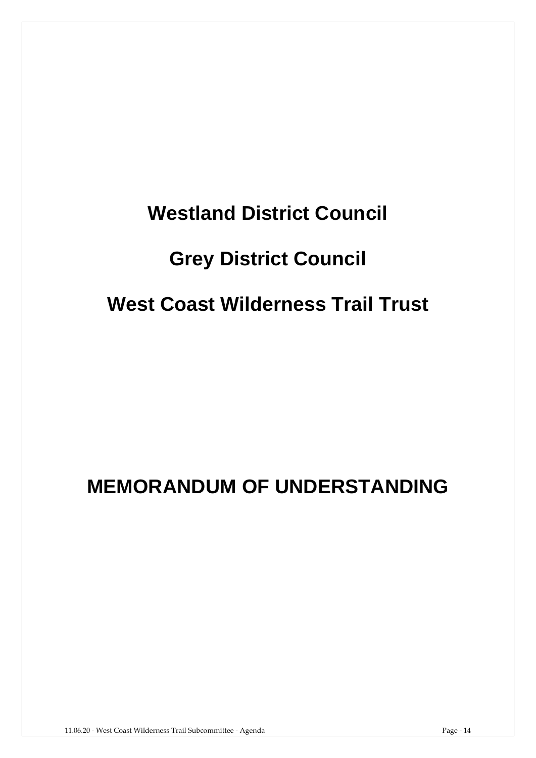# Westland District Council

# Grey District Council

# West Coast Wilderness Trail Trust

# MEMORANDUM OF UNDERSTANDING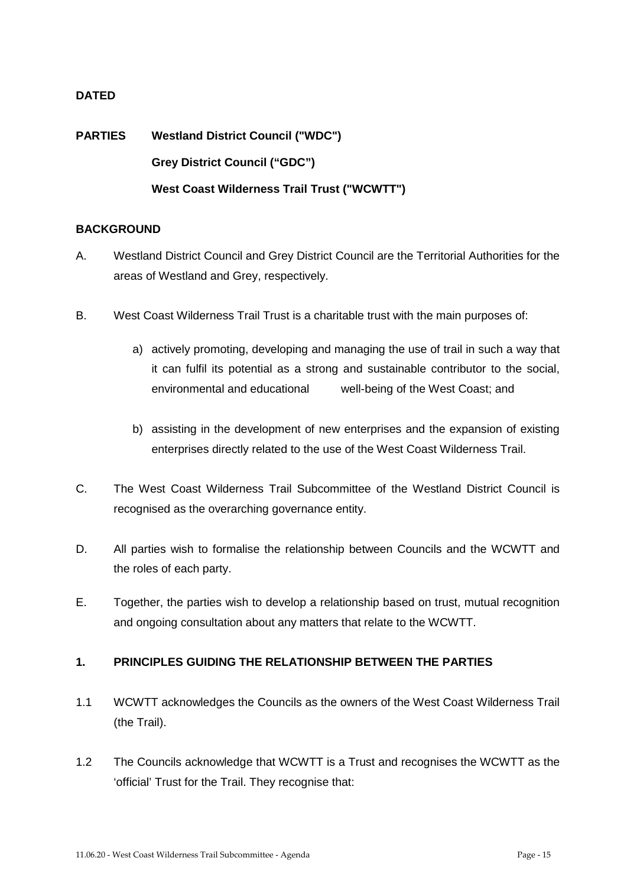**DATED**

**PARTIES** **Westland District Council ("WDC")**

**Grey District Council ("GDC")**

**West Coast Wilderness Trail Trust ("WCWTT")**

**BACKGROUND**

A. Westland District Council and Grey District Council are the Territorial Authorities for the areas of Westland and Grey, respectively.

B. West Coast Wilderness Trail Trust is a charitable trust with the main purposes of:

   a) actively promoting, developing and managing the use of trail in such a way that it can fulfil its potential as a strong and sustainable contributor to the social, environmental and educational well-being of the West Coast; and

   b) assisting in the development of new enterprises and the expansion of existing enterprises directly related to the use of the West Coast Wilderness Trail.

C. The West Coast Wilderness Trail Subcommittee of the Westland District Council is recognised as the overarching governance entity.

D. All parties wish to formalise the relationship between Councils and the WCWTT and the roles of each party.

E. Together, the parties wish to develop a relationship based on trust, mutual recognition and ongoing consultation about any matters that relate to the WCWTT.

**1. PRINCIPLES GUIDING THE RELATIONSHIP BETWEEN THE PARTIES**

1.1 WCWTT acknowledges the Councils as the owners of the West Coast Wilderness Trail (the Trail).

1.2 The Councils acknowledge that WCWTT is a Trust and recognises the WCWTT as the 'official' Trust for the Trail. They recognise that: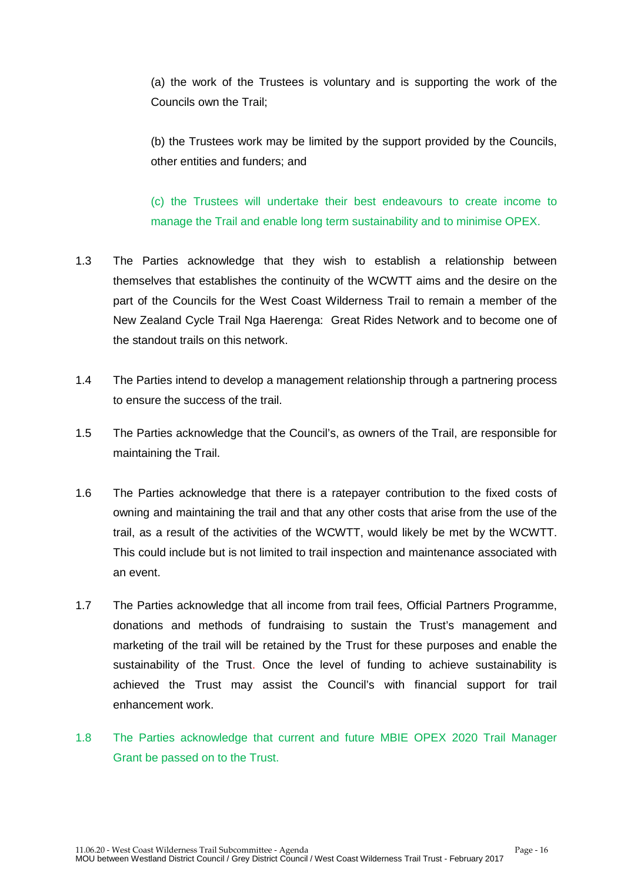(a) the work of the Trustees is voluntary and is supporting the work of the Councils own the Trail;

(b) the Trustees work may be limited by the support provided by the Councils, other entities and funders; and

(c) the Trustees will undertake their best endeavours to create income to manage the Trail and enable long term sustainability and to minimise OPEX.

1.3 The Parties acknowledge that they wish to establish a relationship between themselves that establishes the continuity of the WCWTT aims and the desire on the part of the Councils for the West Coast Wilderness Trail to remain a member of the New Zealand Cycle Trail Nga Haerenga: Great Rides Network and to become one of the standout trails on this network.

1.4 The Parties intend to develop a management relationship through a partnering process to ensure the success of the trail.

1.5 The Parties acknowledge that the Council's, as owners of the Trail, are responsible for maintaining the Trail.

1.6 The Parties acknowledge that there is a ratepayer contribution to the fixed costs of owning and maintaining the trail and that any other costs that arise from the use of the trail, as a result of the activities of the WCWTT, would likely be met by the WCWTT. This could include but is not limited to trail inspection and maintenance associated with an event.

1.7 The Parties acknowledge that all income from trail fees, Official Partners Programme, donations and methods of fundraising to sustain the Trust's management and marketing of the trail will be retained by the Trust for these purposes and enable the sustainability of the Trust. Once the level of funding to achieve sustainability is achieved the Trust may assist the Council's with financial support for trail enhancement work.

1.8 The Parties acknowledge that current and future MBIE OPEX 2020 Trail Manager Grant be passed on to the Trust.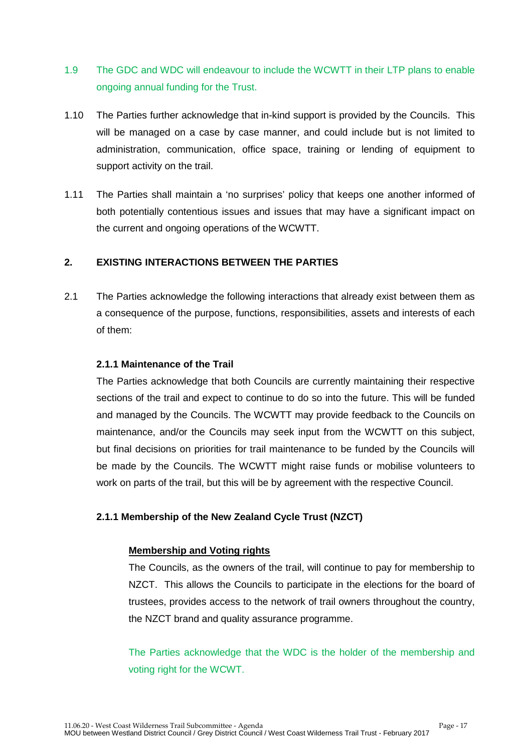1.9 The GDC and WDC will endeavour to include the WCWTT in their LTP plans to enable ongoing annual funding for the Trust.

1.10 The Parties further acknowledge that in-kind support is provided by the Councils. This will be managed on a case by case manner, and could include but is not limited to administration, communication, office space, training or lending of equipment to support activity on the trail.

1.11 The Parties shall maintain a 'no surprises' policy that keeps one another informed of both potentially contentious issues and issues that may have a significant impact on the current and ongoing operations of the WCWTT.

## 2. EXISTING INTERACTIONS BETWEEN THE PARTIES

2.1 The Parties acknowledge the following interactions that already exist between them as a consequence of the purpose, functions, responsibilities, assets and interests of each of them:

### 2.1.1 Maintenance of the Trail

The Parties acknowledge that both Councils are currently maintaining their respective sections of the trail and expect to continue to do so into the future. This will be funded and managed by the Councils. The WCWTT may provide feedback to the Councils on maintenance, and/or the Councils may seek input from the WCWTT on this subject, but final decisions on priorities for trail maintenance to be funded by the Councils will be made by the Councils. The WCWTT might raise funds or mobilise volunteers to work on parts of the trail, but this will be by agreement with the respective Council.

### 2.1.1 Membership of the New Zealand Cycle Trust (NZCT)

**Membership and Voting rights**

The Councils, as the owners of the trail, will continue to pay for membership to NZCT. This allows the Councils to participate in the elections for the board of trustees, provides access to the network of trail owners throughout the country, the NZCT brand and quality assurance programme.

The Parties acknowledge that the WDC is the holder of the membership and voting right for the WCWT.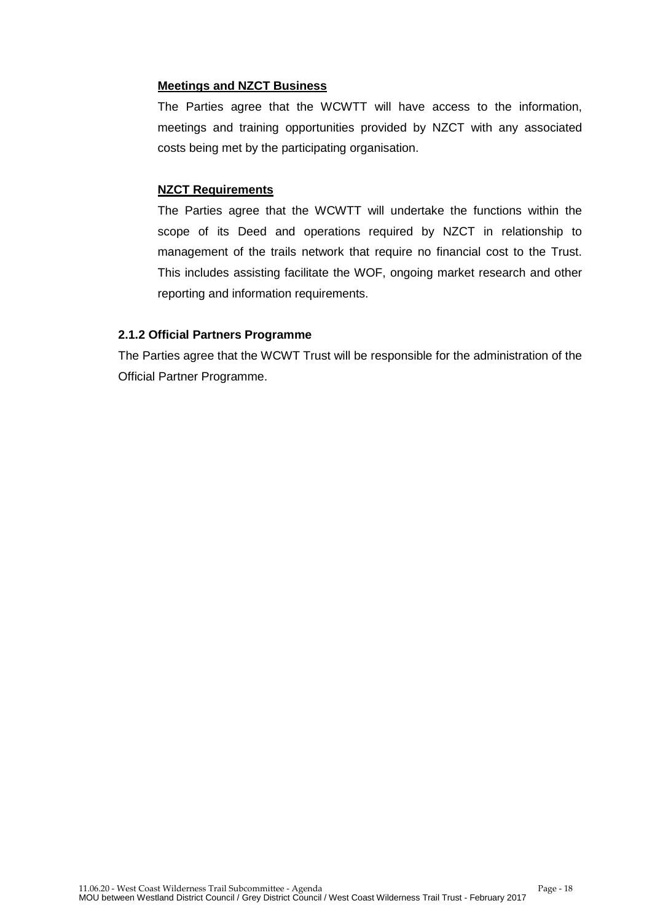**Meetings and NZCT Business**

The Parties agree that the WCWTT will have access to the information, meetings and training opportunities provided by NZCT with any associated costs being met by the participating organisation.

**NZCT Requirements**

The Parties agree that the WCWTT will undertake the functions within the scope of its Deed and operations required by NZCT in relationship to management of the trails network that require no financial cost to the Trust. This includes assisting facilitate the WOF, ongoing market research and other reporting and information requirements.

### 2.1.2 Official Partners Programme

The Parties agree that the WCWT Trust will be responsible for the administration of the Official Partner Programme.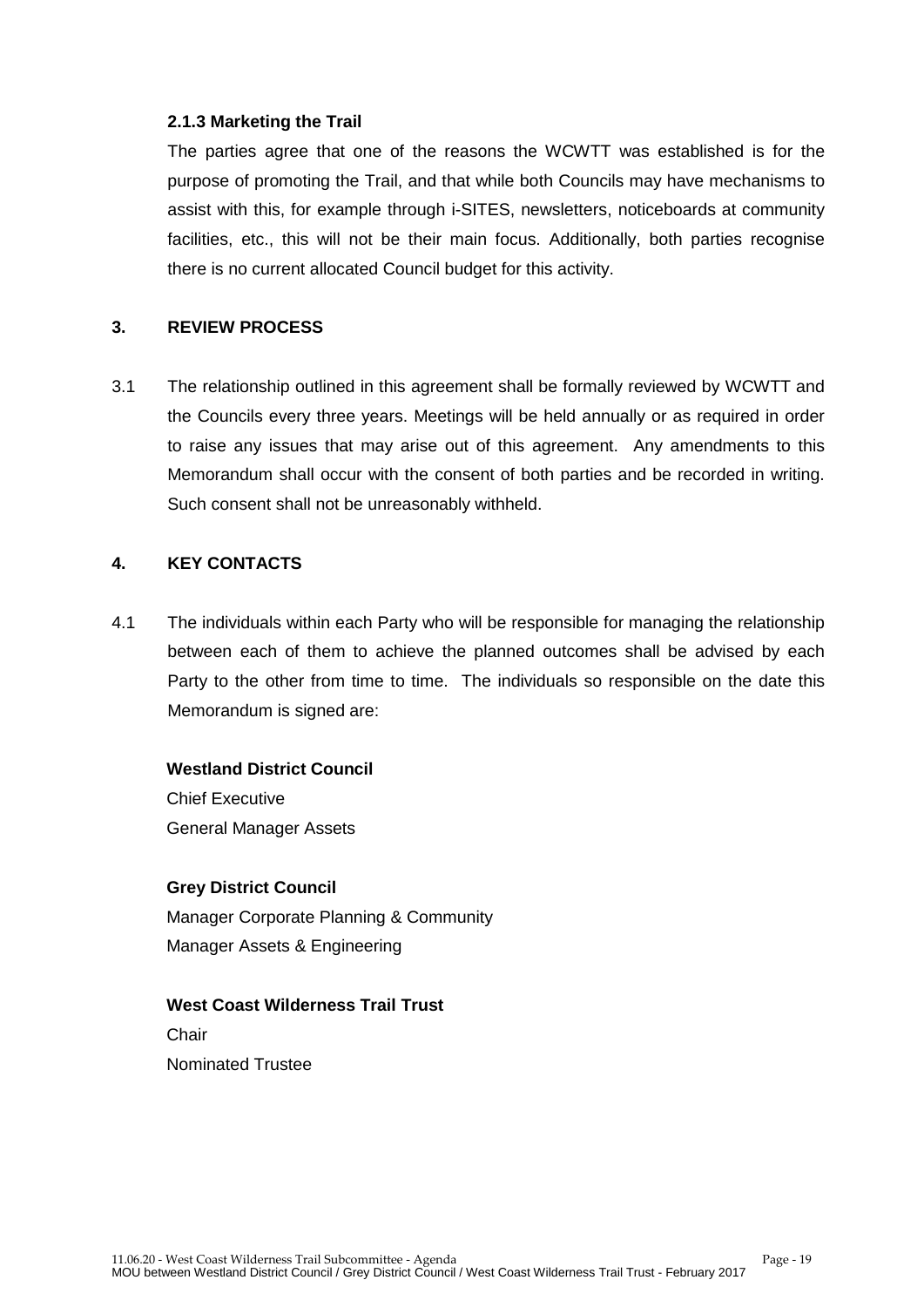### 2.1.3 Marketing the Trail

The parties agree that one of the reasons the WCWTT was established is for the purpose of promoting the Trail, and that while both Councils may have mechanisms to assist with this, for example through i-SITES, newsletters, noticeboards at community facilities, etc., this will not be their main focus. Additionally, both parties recognise there is no current allocated Council budget for this activity.

## 3. REVIEW PROCESS

3.1 The relationship outlined in this agreement shall be formally reviewed by WCWTT and the Councils every three years. Meetings will be held annually or as required in order to raise any issues that may arise out of this agreement. Any amendments to this Memorandum shall occur with the consent of both parties and be recorded in writing. Such consent shall not be unreasonably withheld.

## 4. KEY CONTACTS

4.1 The individuals within each Party who will be responsible for managing the relationship between each of them to achieve the planned outcomes shall be advised by each Party to the other from time to time. The individuals so responsible on the date this Memorandum is signed are:

**Westland District Council**
Chief Executive
General Manager Assets

**Grey District Council**
Manager Corporate Planning & Community
Manager Assets & Engineering

**West Coast Wilderness Trail Trust**
Chair
Nominated Trustee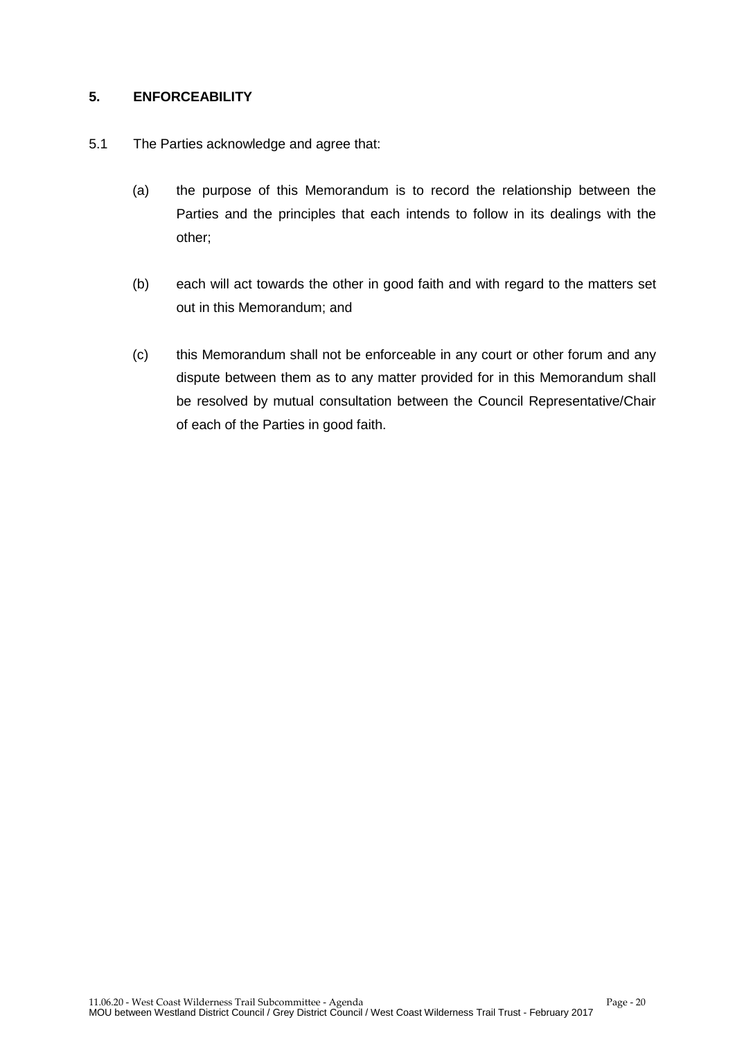## 5. ENFORCEABILITY

5.1 The Parties acknowledge and agree that:

(a) the purpose of this Memorandum is to record the relationship between the Parties and the principles that each intends to follow in its dealings with the other;

(b) each will act towards the other in good faith and with regard to the matters set out in this Memorandum; and

(c) this Memorandum shall not be enforceable in any court or other forum and any dispute between them as to any matter provided for in this Memorandum shall be resolved by mutual consultation between the Council Representative/Chair of each of the Parties in good faith.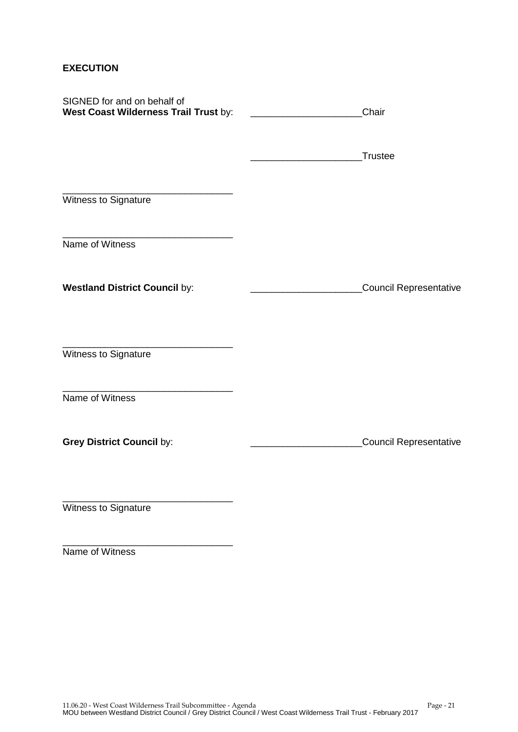**EXECUTION**

SIGNED for and on behalf of
**West Coast Wilderness Trail Trust** by: ____________________Chair

____________________Trustee

________________________________
Witness to Signature

________________________________
Name of Witness

**Westland District Council** by: ____________________Council Representative

________________________________
Witness to Signature

________________________________
Name of Witness

**Grey District Council** by: ____________________Council Representative

________________________________
Witness to Signature

________________________________
Name of Witness